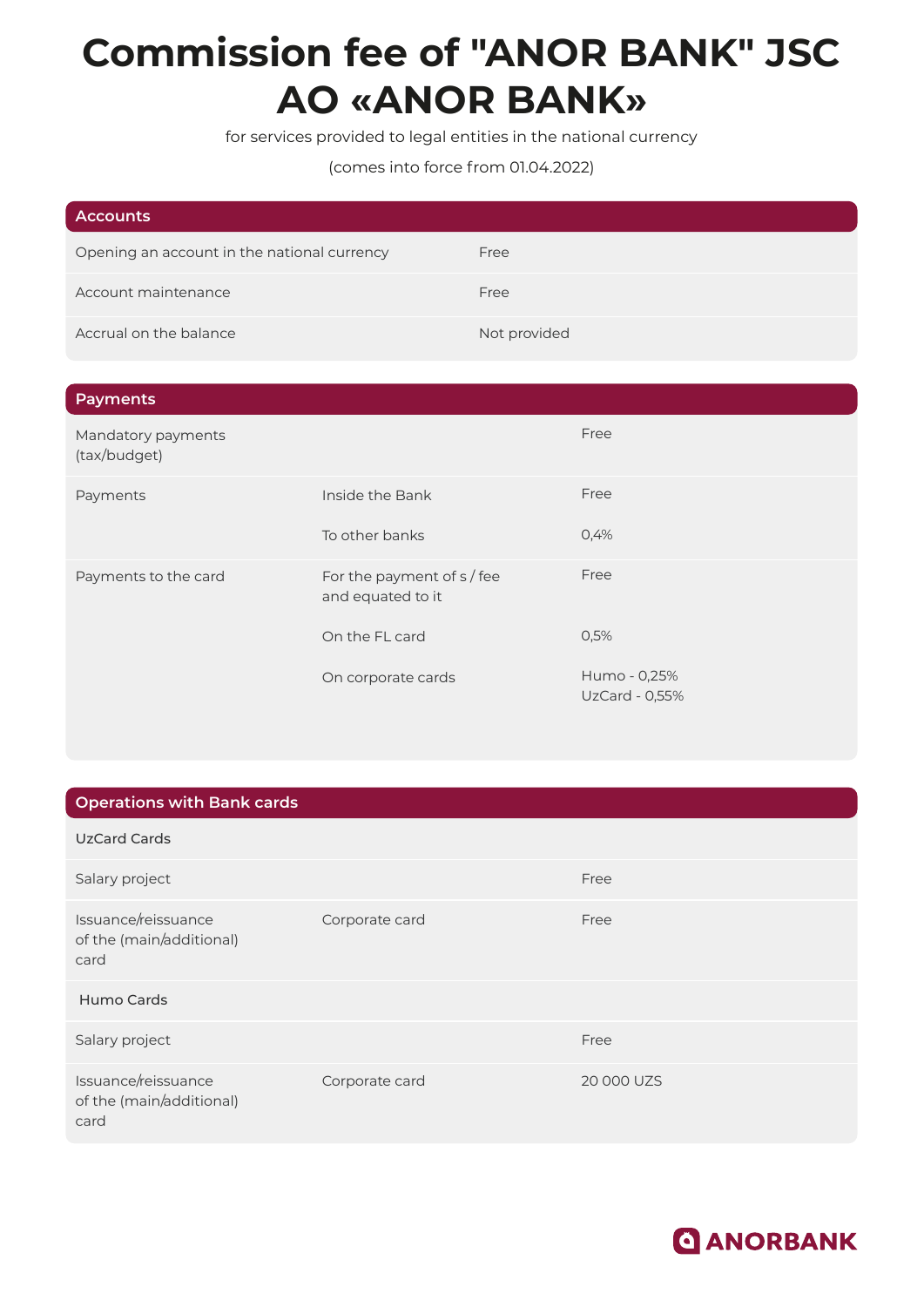# Commission fee of "ANOR BANK" JSC AO «ANOR BANK»

for services provided to legal entities in the national currency

(comes into force from 01.04.2022)

## Accounts

| | |
|---|---|
| Opening an account in the national currency | Free |
| Account maintenance | Free |
| Accrual on the balance | Not provided |

## Payments

| | | |
|---|---|---|
| Mandatory payments (tax/budget) | | Free |
| Payments | Inside the Bank | Free |
| | To other banks | 0,4% |
| Payments to the card | For the payment of s / fee and equated to it | Free |
| | On the FL card | 0,5% |
| | On corporate cards | Humo - 0,25%<br>UzCard - 0,55% |

## Operations with Bank cards

| | | |
|---|---|---|
| **UzCard Cards** | | |
| Salary project | | Free |
| Issuance/reissuance of the (main/additional) card | Corporate card | Free |
| **Humo Cards** | | |
| Salary project | | Free |
| Issuance/reissuance of the (main/additional) card | Corporate card | 20 000 UZS |

ANORBANK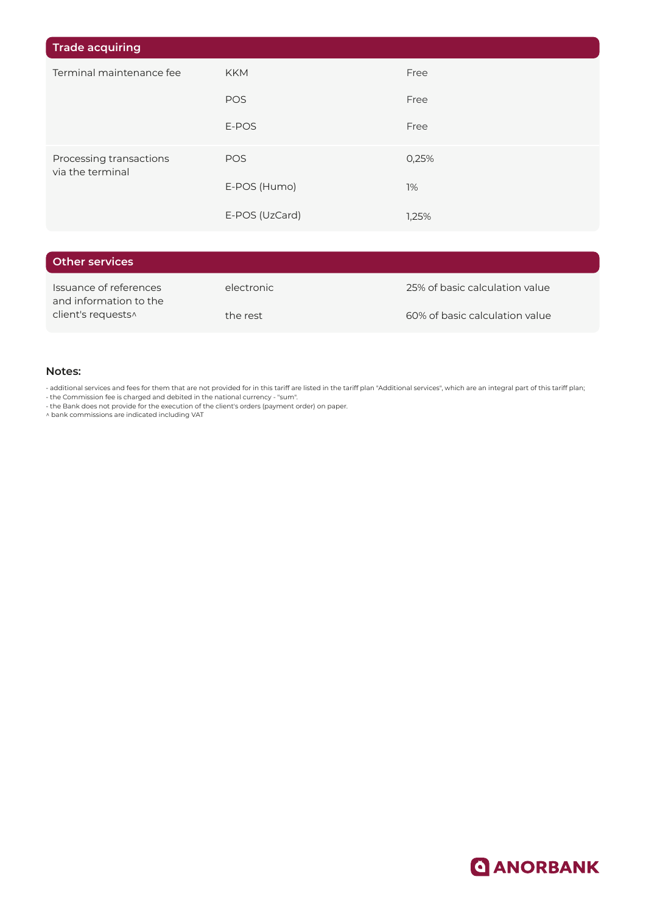## Trade acquiring

| | | |
|---|---|---|
| Terminal maintenance fee | KKM | Free |
| | POS | Free |
| | E-POS | Free |
| Processing transactions via the terminal | POS | 0,25% |
| | E-POS (Humo) | 1% |
| | E-POS (UzCard) | 1,25% |

## Other services

| | | |
|---|---|---|
| Issuance of references and information to the client's requests^ | electronic | 25% of basic calculation value |
| | the rest | 60% of basic calculation value |

**Notes:**

- additional services and fees for them that are not provided for in this tariff are listed in the tariff plan "Additional services", which are an integral part of this tariff plan;
- the Commission fee is charged and debited in the national currency - "sum".
- the Bank does not provide for the execution of the client's orders (payment order) on paper.

^ bank commissions are indicated including VAT